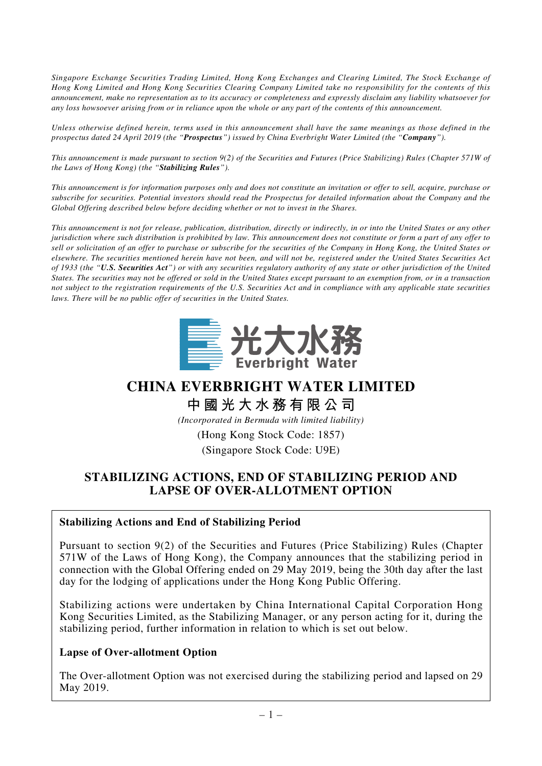*Singapore Exchange Securities Trading Limited, Hong Kong Exchanges and Clearing Limited, The Stock Exchange of Hong Kong Limited and Hong Kong Securities Clearing Company Limited take no responsibility for the contents of this announcement, make no representation as to its accuracy or completeness and expressly disclaim any liability whatsoever for any loss howsoever arising from or in reliance upon the whole or any part of the contents of this announcement.*

*Unless otherwise defined herein, terms used in this announcement shall have the same meanings as those defined in the prospectus dated 24 April 2019 (the "**Prospectus**") issued by China Everbright Water Limited (the "**Company**").*

*This announcement is made pursuant to section 9(2) of the Securities and Futures (Price Stabilizing) Rules (Chapter 571W of the Laws of Hong Kong) (the "**Stabilizing Rules**").*

*This announcement is for information purposes only and does not constitute an invitation or offer to sell, acquire, purchase or subscribe for securities. Potential investors should read the Prospectus for detailed information about the Company and the Global Offering described below before deciding whether or not to invest in the Shares.*

*This announcement is not for release, publication, distribution, directly or indirectly, in or into the United States or any other jurisdiction where such distribution is prohibited by law. This announcement does not constitute or form a part of any offer to sell or solicitation of an offer to purchase or subscribe for the securities of the Company in Hong Kong, the United States or elsewhere. The securities mentioned herein have not been, and will not be, registered under the United States Securities Act of 1933 (the "**U.S. Securities Act**") or with any securities regulatory authority of any state or other jurisdiction of the United States. The securities may not be offered or sold in the United States except pursuant to an exemption from, or in a transaction not subject to the registration requirements of the U.S. Securities Act and in compliance with any applicable state securities laws. There will be no public offer of securities in the United States.*

光大水務
Everbright Water

# CHINA EVERBRIGHT WATER LIMITED

# 中國光大水務有限公司

*(Incorporated in Bermuda with limited liability)*

(Hong Kong Stock Code: 1857)

(Singapore Stock Code: U9E)

## STABILIZING ACTIONS, END OF STABILIZING PERIOD AND LAPSE OF OVER-ALLOTMENT OPTION

### Stabilizing Actions and End of Stabilizing Period

Pursuant to section 9(2) of the Securities and Futures (Price Stabilizing) Rules (Chapter 571W of the Laws of Hong Kong), the Company announces that the stabilizing period in connection with the Global Offering ended on 29 May 2019, being the 30th day after the last day for the lodging of applications under the Hong Kong Public Offering.

Stabilizing actions were undertaken by China International Capital Corporation Hong Kong Securities Limited, as the Stabilizing Manager, or any person acting for it, during the stabilizing period, further information in relation to which is set out below.

### Lapse of Over-allotment Option

The Over-allotment Option was not exercised during the stabilizing period and lapsed on 29 May 2019.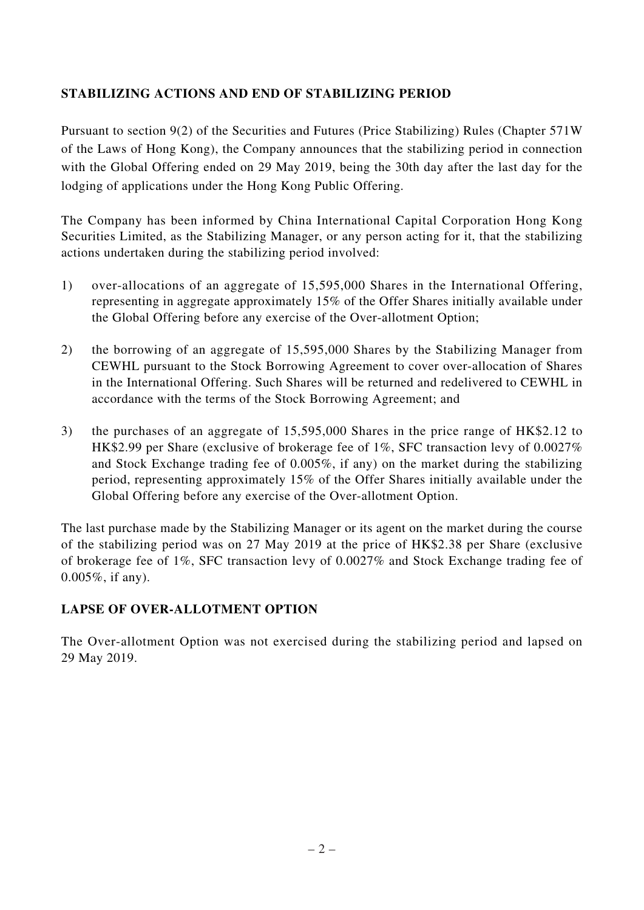## STABILIZING ACTIONS AND END OF STABILIZING PERIOD

Pursuant to section 9(2) of the Securities and Futures (Price Stabilizing) Rules (Chapter 571W of the Laws of Hong Kong), the Company announces that the stabilizing period in connection with the Global Offering ended on 29 May 2019, being the 30th day after the last day for the lodging of applications under the Hong Kong Public Offering.

The Company has been informed by China International Capital Corporation Hong Kong Securities Limited, as the Stabilizing Manager, or any person acting for it, that the stabilizing actions undertaken during the stabilizing period involved:

1) over-allocations of an aggregate of 15,595,000 Shares in the International Offering, representing in aggregate approximately 15% of the Offer Shares initially available under the Global Offering before any exercise of the Over-allotment Option;

2) the borrowing of an aggregate of 15,595,000 Shares by the Stabilizing Manager from CEWHL pursuant to the Stock Borrowing Agreement to cover over-allocation of Shares in the International Offering. Such Shares will be returned and redelivered to CEWHL in accordance with the terms of the Stock Borrowing Agreement; and

3) the purchases of an aggregate of 15,595,000 Shares in the price range of HK$2.12 to HK$2.99 per Share (exclusive of brokerage fee of 1%, SFC transaction levy of 0.0027% and Stock Exchange trading fee of 0.005%, if any) on the market during the stabilizing period, representing approximately 15% of the Offer Shares initially available under the Global Offering before any exercise of the Over-allotment Option.

The last purchase made by the Stabilizing Manager or its agent on the market during the course of the stabilizing period was on 27 May 2019 at the price of HK$2.38 per Share (exclusive of brokerage fee of 1%, SFC transaction levy of 0.0027% and Stock Exchange trading fee of 0.005%, if any).

## LAPSE OF OVER-ALLOTMENT OPTION

The Over-allotment Option was not exercised during the stabilizing period and lapsed on 29 May 2019.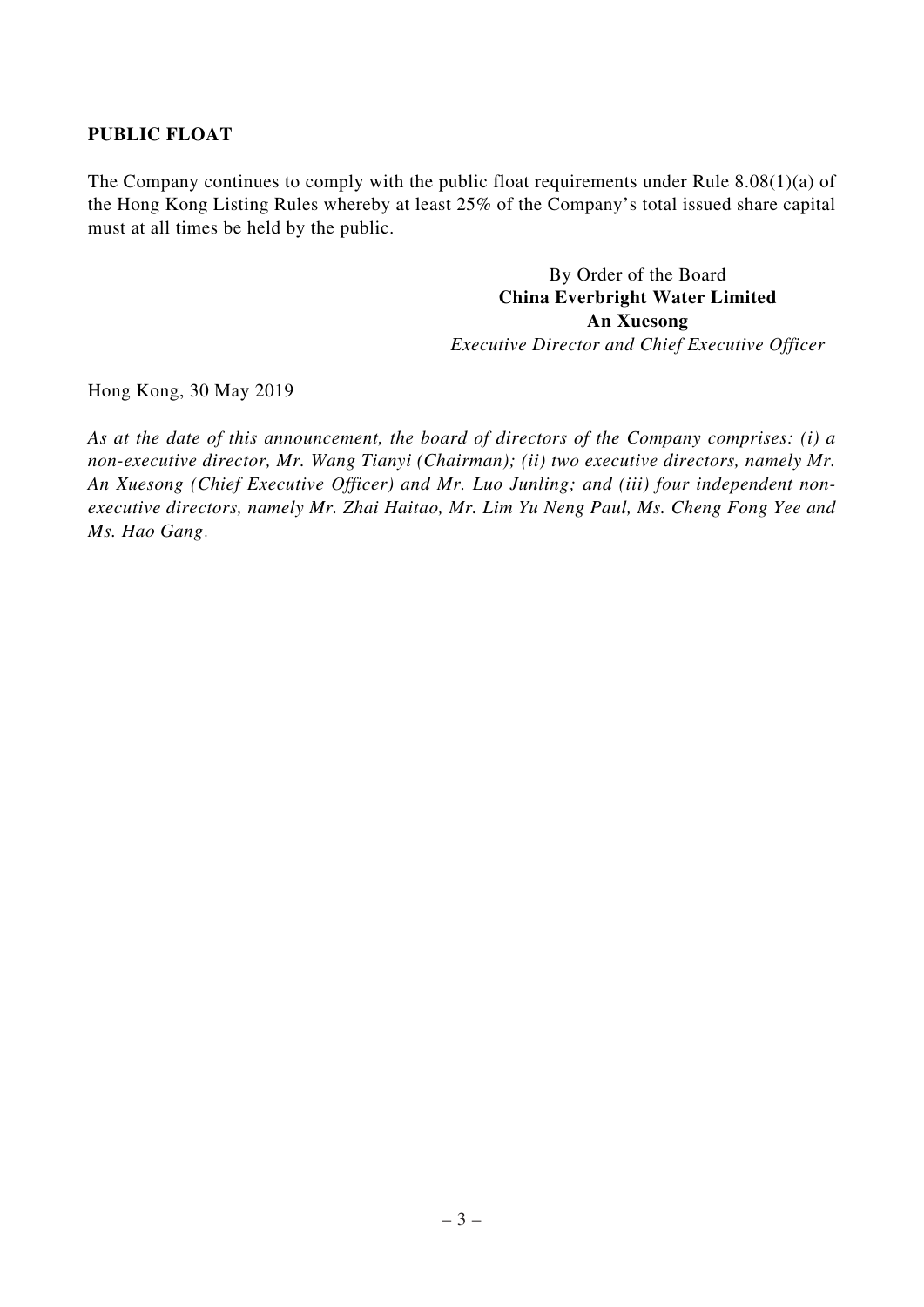## PUBLIC FLOAT

The Company continues to comply with the public float requirements under Rule 8.08(1)(a) of the Hong Kong Listing Rules whereby at least 25% of the Company's total issued share capital must at all times be held by the public.

By Order of the Board
**China Everbright Water Limited**
**An Xuesong**
*Executive Director and Chief Executive Officer*

Hong Kong, 30 May 2019

*As at the date of this announcement, the board of directors of the Company comprises: (i) a non-executive director, Mr. Wang Tianyi (Chairman); (ii) two executive directors, namely Mr. An Xuesong (Chief Executive Officer) and Mr. Luo Junling; and (iii) four independent non-executive directors, namely Mr. Zhai Haitao, Mr. Lim Yu Neng Paul, Ms. Cheng Fong Yee and Ms. Hao Gang.*